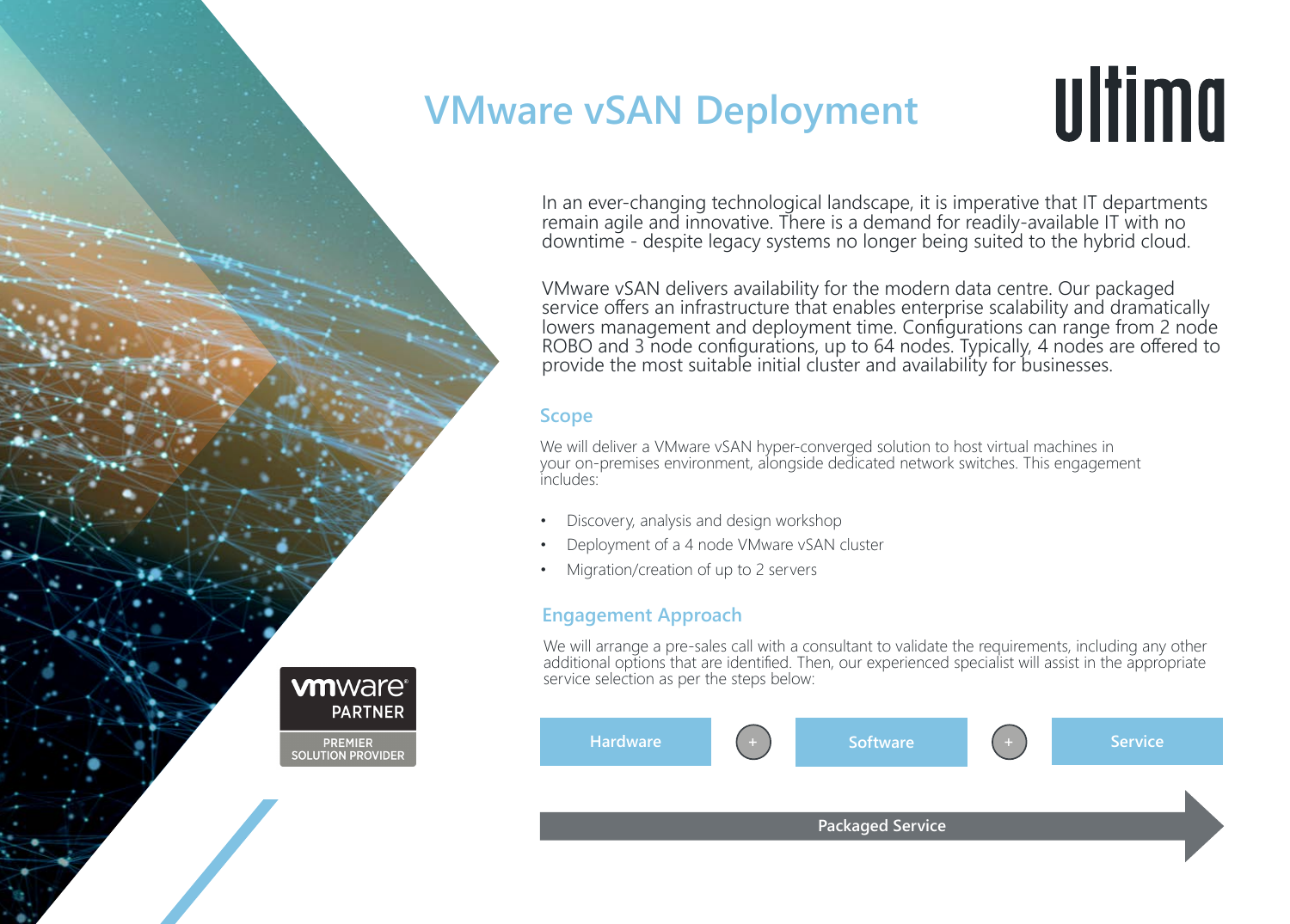# VMware vSAN Deployment

ultima

In an ever-changing technological landscape, it is imperative that IT departments remain agile and innovative. There is a demand for readily-available IT with no downtime - despite legacy systems no longer being suited to the hybrid cloud.

VMware vSAN delivers availability for the modern data centre. Our packaged service offers an infrastructure that enables enterprise scalability and dramatically lowers management and deployment time. Configurations can range from 2 node ROBO and 3 node configurations, up to 64 nodes. Typically, 4 nodes are offered to provide the most suitable initial cluster and availability for businesses.

## Scope

We will deliver a VMware vSAN hyper-converged solution to host virtual machines in your on-premises environment, alongside dedicated network switches. This engagement includes:

- Discovery, analysis and design workshop
- Deployment of a 4 node VMware vSAN cluster
- Migration/creation of up to 2 servers

## Engagement Approach

We will arrange a pre-sales call with a consultant to validate the requirements, including any other additional options that are identified. Then, our experienced specialist will assist in the appropriate service selection as per the steps below:

Hardware + Software + Service

**Packaged Service**

vmware PARTNER
PREMIER SOLUTION PROVIDER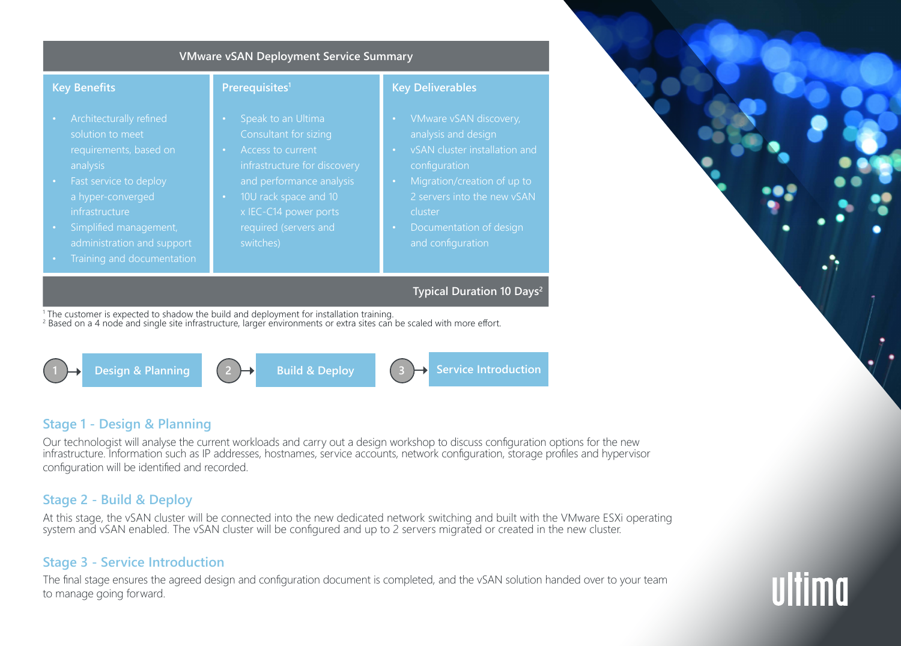## VMware vSAN Deployment Service Summary

| Key Benefits | Prerequisites[1] | Key Deliverables |
| --- | --- | --- |
| • Architecturally refined solution to meet requirements, based on analysis<br>• Fast service to deploy a hyper-converged infrastructure<br>• Simplified management, administration and support<br>• Training and documentation | • Speak to an Ultima Consultant for sizing<br>• Access to current infrastructure for discovery and performance analysis<br>• 10U rack space and 10 x IEC-C14 power ports required (servers and switches) | • VMware vSAN discovery, analysis and design<br>• vSAN cluster installation and configuration<br>• Migration/creation of up to 2 servers into the new vSAN cluster<br>• Documentation of design and configuration |

**Typical Duration 10 Days[2]**

[1] The customer is expected to shadow the build and deployment for installation training.
[2] Based on a 4 node and single site infrastructure, larger environments or extra sites can be scaled with more effort.

1 → **Design & Planning** 2 → **Build & Deploy** 3 → **Service Introduction**

### Stage 1 - Design & Planning

Our technologist will analyse the current workloads and carry out a design workshop to discuss configuration options for the new infrastructure. Information such as IP addresses, hostnames, service accounts, network configuration, storage profiles and hypervisor configuration will be identified and recorded.

### Stage 2 - Build & Deploy

At this stage, the vSAN cluster will be connected into the new dedicated network switching and built with the VMware ESXi operating system and vSAN enabled. The vSAN cluster will be configured and up to 2 servers migrated or created in the new cluster.

### Stage 3 - Service Introduction

The final stage ensures the agreed design and configuration document is completed, and the vSAN solution handed over to your team to manage going forward.

ultima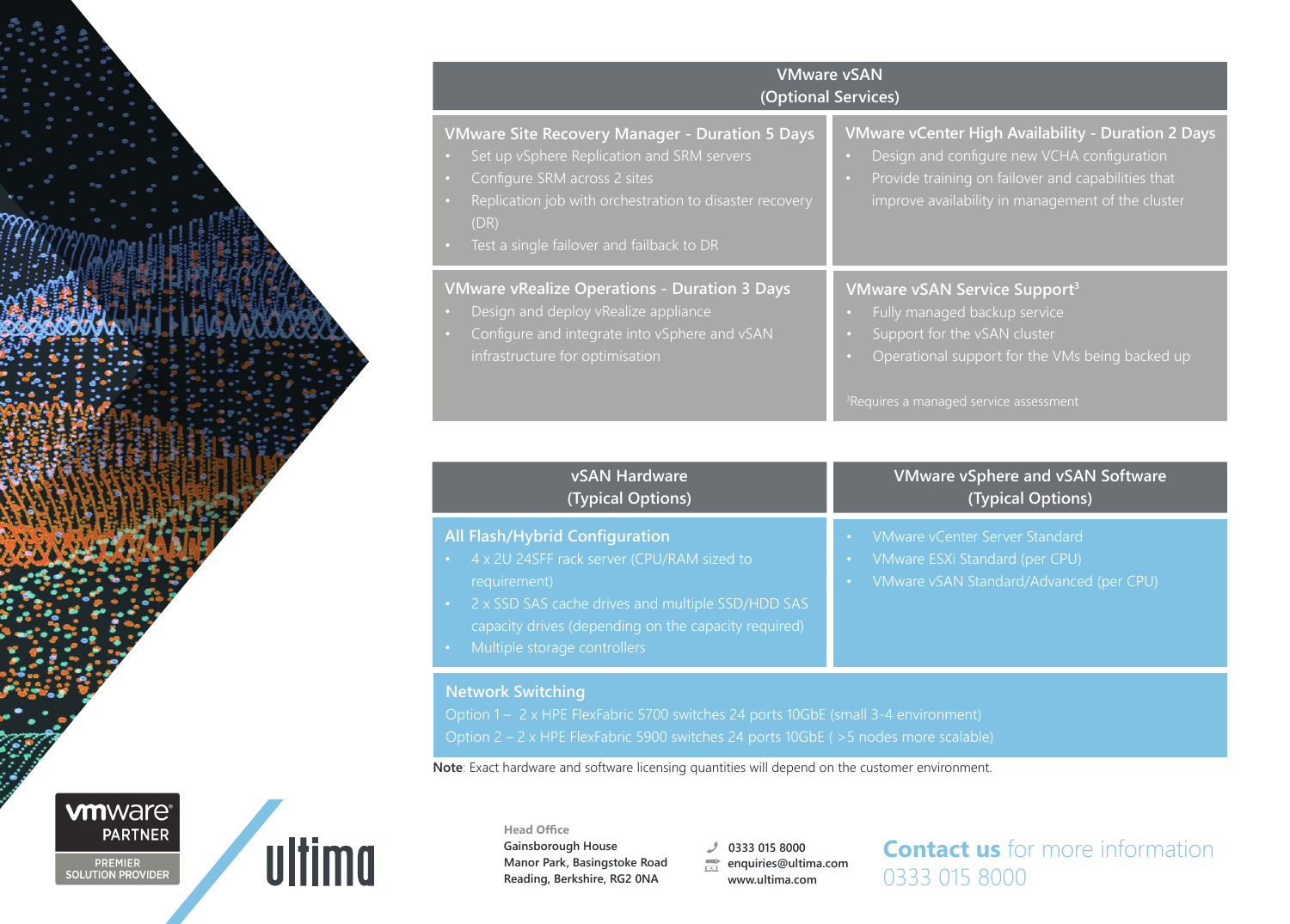## VMware vSAN (Optional Services)

### VMware Site Recovery Manager - Duration 5 Days

- Set up vSphere Replication and SRM servers
- Configure SRM across 2 sites
- Replication job with orchestration to disaster recovery (DR)
- Test a single failover and failback to DR

### VMware vCenter High Availability - Duration 2 Days

- Design and configure new VCHA configuration
- Provide training on failover and capabilities that improve availability in management of the cluster

### VMware vRealize Operations - Duration 3 Days

- Design and deploy vRealize appliance
- Configure and integrate into vSphere and vSAN infrastructure for optimisation

### VMware vSAN Service Support[3]

- Fully managed backup service
- Support for the vSAN cluster
- Operational support for the VMs being backed up

[3]Requires a managed service assessment

## vSAN Hardware (Typical Options)

### All Flash/Hybrid Configuration

- 4 x 2U 24SFF rack server (CPU/RAM sized to requirement)
- 2 x SSD SAS cache drives and multiple SSD/HDD SAS capacity drives (depending on the capacity required)
- Multiple storage controllers

## VMware vSphere and vSAN Software (Typical Options)

- VMware vCenter Server Standard
- VMware ESXi Standard (per CPU)
- VMware vSAN Standard/Advanced (per CPU)

### Network Switching

Option 1 – 2 x HPE FlexFabric 5700 switches 24 ports 10GbE (small 3-4 environment)

Option 2 – 2 x HPE FlexFabric 5900 switches 24 ports 10GbE ( >5 nodes more scalable)

**Note**: Exact hardware and software licensing quantities will depend on the customer environment.

vmware PARTNER
PREMIER SOLUTION PROVIDER

ultima

**Head Office**
Gainsborough House
Manor Park, Basingstoke Road
Reading, Berkshire, RG2 0NA

0333 015 8000
enquiries@ultima.com
www.ultima.com

**Contact us** for more information
0333 015 8000